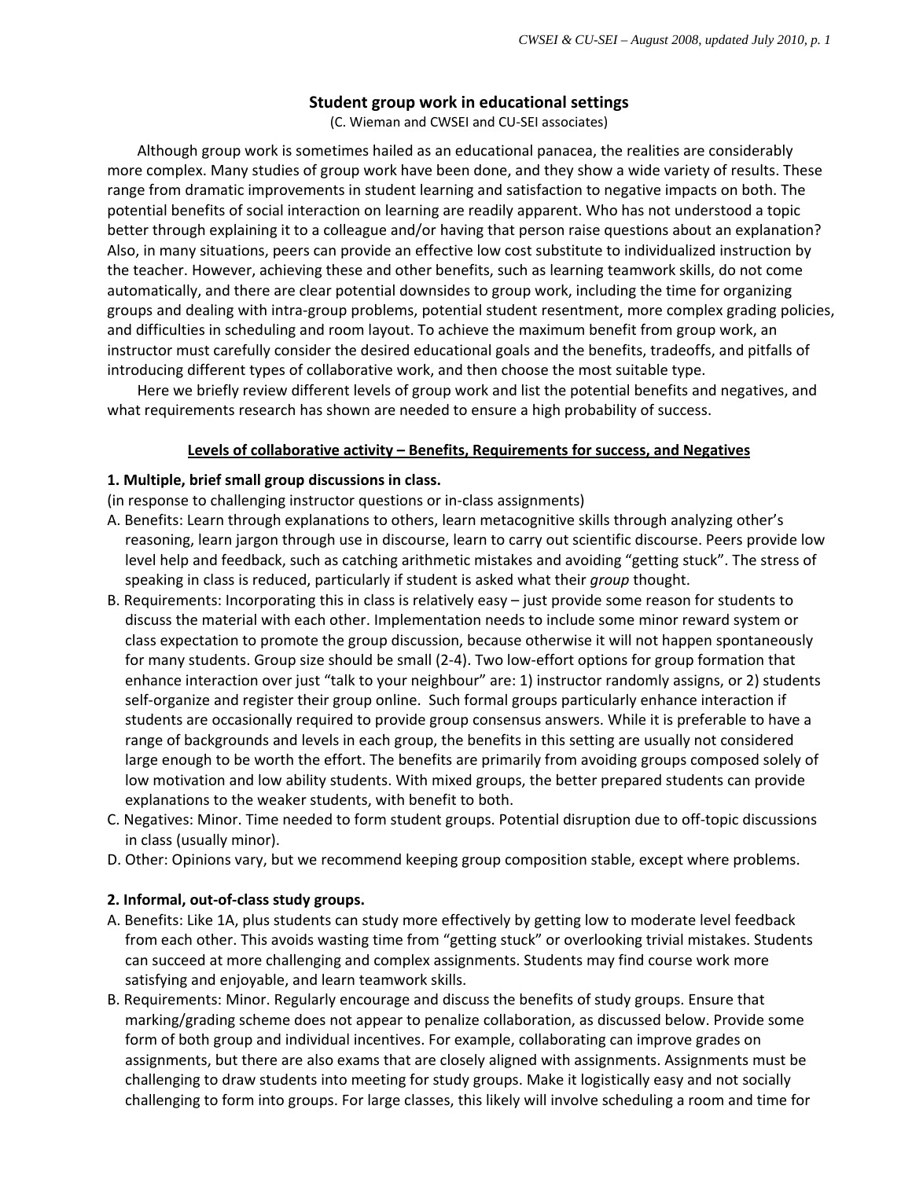# Student group work in educational settings

(C. Wieman and CWSEI and CU-SEI associates)

Although group work is sometimes hailed as an educational panacea, the realities are considerably more complex. Many studies of group work have been done, and they show a wide variety of results. These range from dramatic improvements in student learning and satisfaction to negative impacts on both. The potential benefits of social interaction on learning are readily apparent. Who has not understood a topic better through explaining it to a colleague and/or having that person raise questions about an explanation? Also, in many situations, peers can provide an effective low cost substitute to individualized instruction by the teacher. However, achieving these and other benefits, such as learning teamwork skills, do not come automatically, and there are clear potential downsides to group work, including the time for organizing groups and dealing with intra-group problems, potential student resentment, more complex grading policies, and difficulties in scheduling and room layout. To achieve the maximum benefit from group work, an instructor must carefully consider the desired educational goals and the benefits, tradeoffs, and pitfalls of introducing different types of collaborative work, and then choose the most suitable type.

Here we briefly review different levels of group work and list the potential benefits and negatives, and what requirements research has shown are needed to ensure a high probability of success.

## Levels of collaborative activity – Benefits, Requirements for success, and Negatives

### 1. Multiple, brief small group discussions in class.

(in response to challenging instructor questions or in-class assignments)

A. Benefits: Learn through explanations to others, learn metacognitive skills through analyzing other's reasoning, learn jargon through use in discourse, learn to carry out scientific discourse. Peers provide low level help and feedback, such as catching arithmetic mistakes and avoiding "getting stuck". The stress of speaking in class is reduced, particularly if student is asked what their *group* thought.

B. Requirements: Incorporating this in class is relatively easy – just provide some reason for students to discuss the material with each other. Implementation needs to include some minor reward system or class expectation to promote the group discussion, because otherwise it will not happen spontaneously for many students. Group size should be small (2-4). Two low-effort options for group formation that enhance interaction over just "talk to your neighbour" are: 1) instructor randomly assigns, or 2) students self-organize and register their group online. Such formal groups particularly enhance interaction if students are occasionally required to provide group consensus answers. While it is preferable to have a range of backgrounds and levels in each group, the benefits in this setting are usually not considered large enough to be worth the effort. The benefits are primarily from avoiding groups composed solely of low motivation and low ability students. With mixed groups, the better prepared students can provide explanations to the weaker students, with benefit to both.

C. Negatives: Minor. Time needed to form student groups. Potential disruption due to off-topic discussions in class (usually minor).

D. Other: Opinions vary, but we recommend keeping group composition stable, except where problems.

### 2. Informal, out-of-class study groups.

A. Benefits: Like 1A, plus students can study more effectively by getting low to moderate level feedback from each other. This avoids wasting time from "getting stuck" or overlooking trivial mistakes. Students can succeed at more challenging and complex assignments. Students may find course work more satisfying and enjoyable, and learn teamwork skills.

B. Requirements: Minor. Regularly encourage and discuss the benefits of study groups. Ensure that marking/grading scheme does not appear to penalize collaboration, as discussed below. Provide some form of both group and individual incentives. For example, collaborating can improve grades on assignments, but there are also exams that are closely aligned with assignments. Assignments must be challenging to draw students into meeting for study groups. Make it logistically easy and not socially challenging to form into groups. For large classes, this likely will involve scheduling a room and time for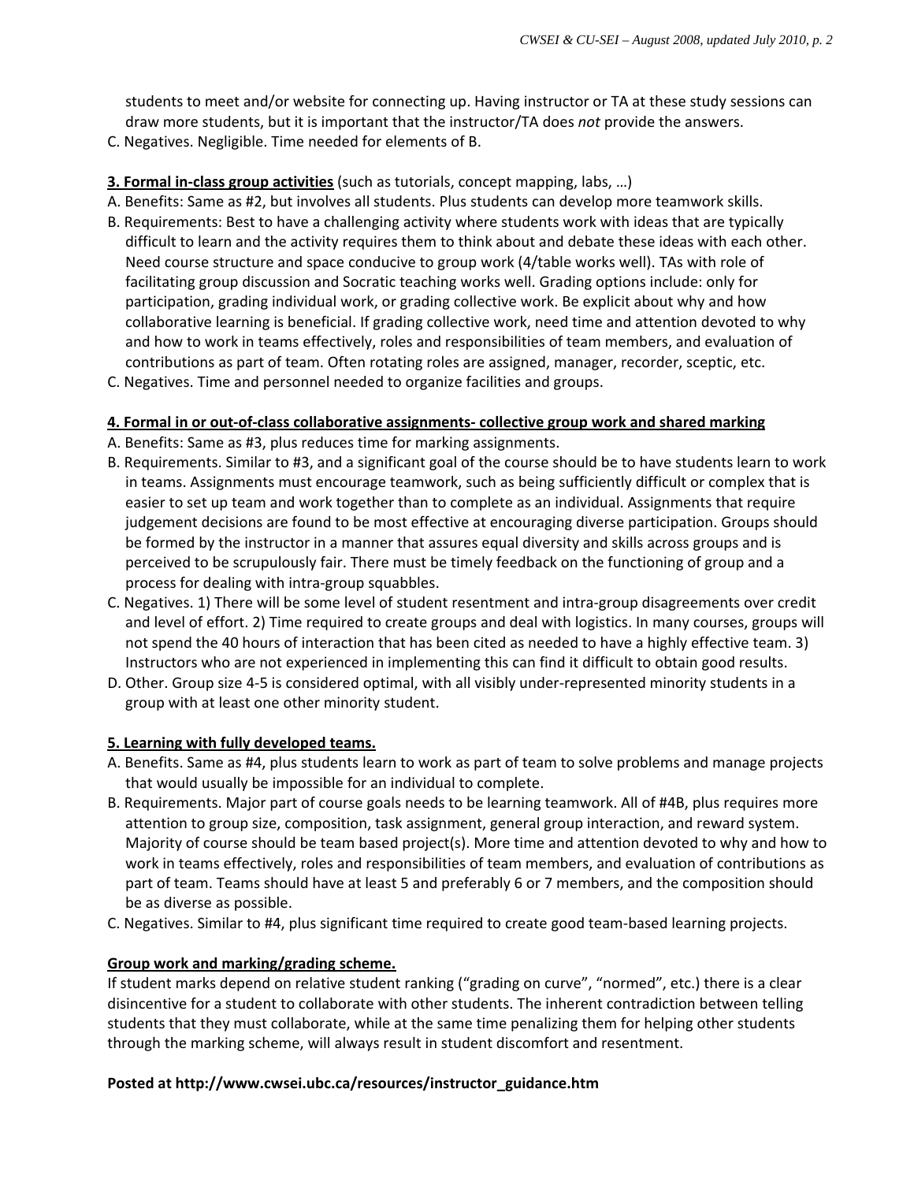students to meet and/or website for connecting up. Having instructor or TA at these study sessions can draw more students, but it is important that the instructor/TA does *not* provide the answers.

C. Negatives. Negligible. Time needed for elements of B.

**3. Formal in-class group activities** (such as tutorials, concept mapping, labs, …)

A. Benefits: Same as #2, but involves all students. Plus students can develop more teamwork skills.

B. Requirements: Best to have a challenging activity where students work with ideas that are typically difficult to learn and the activity requires them to think about and debate these ideas with each other. Need course structure and space conducive to group work (4/table works well). TAs with role of facilitating group discussion and Socratic teaching works well. Grading options include: only for participation, grading individual work, or grading collective work. Be explicit about why and how collaborative learning is beneficial. If grading collective work, need time and attention devoted to why and how to work in teams effectively, roles and responsibilities of team members, and evaluation of contributions as part of team. Often rotating roles are assigned, manager, recorder, sceptic, etc.

C. Negatives. Time and personnel needed to organize facilities and groups.

**4. Formal in or out-of-class collaborative assignments- collective group work and shared marking**

A. Benefits: Same as #3, plus reduces time for marking assignments.

B. Requirements. Similar to #3, and a significant goal of the course should be to have students learn to work in teams. Assignments must encourage teamwork, such as being sufficiently difficult or complex that is easier to set up team and work together than to complete as an individual. Assignments that require judgement decisions are found to be most effective at encouraging diverse participation. Groups should be formed by the instructor in a manner that assures equal diversity and skills across groups and is perceived to be scrupulously fair. There must be timely feedback on the functioning of group and a process for dealing with intra-group squabbles.

C. Negatives. 1) There will be some level of student resentment and intra-group disagreements over credit and level of effort. 2) Time required to create groups and deal with logistics. In many courses, groups will not spend the 40 hours of interaction that has been cited as needed to have a highly effective team. 3) Instructors who are not experienced in implementing this can find it difficult to obtain good results.

D. Other. Group size 4-5 is considered optimal, with all visibly under-represented minority students in a group with at least one other minority student.

**5. Learning with fully developed teams.**

A. Benefits. Same as #4, plus students learn to work as part of team to solve problems and manage projects that would usually be impossible for an individual to complete.

B. Requirements. Major part of course goals needs to be learning teamwork. All of #4B, plus requires more attention to group size, composition, task assignment, general group interaction, and reward system. Majority of course should be team based project(s). More time and attention devoted to why and how to work in teams effectively, roles and responsibilities of team members, and evaluation of contributions as part of team. Teams should have at least 5 and preferably 6 or 7 members, and the composition should be as diverse as possible.

C. Negatives. Similar to #4, plus significant time required to create good team-based learning projects.

**Group work and marking/grading scheme.**

If student marks depend on relative student ranking ("grading on curve", "normed", etc.) there is a clear disincentive for a student to collaborate with other students. The inherent contradiction between telling students that they must collaborate, while at the same time penalizing them for helping other students through the marking scheme, will always result in student discomfort and resentment.

**Posted at http://www.cwsei.ubc.ca/resources/instructor_guidance.htm**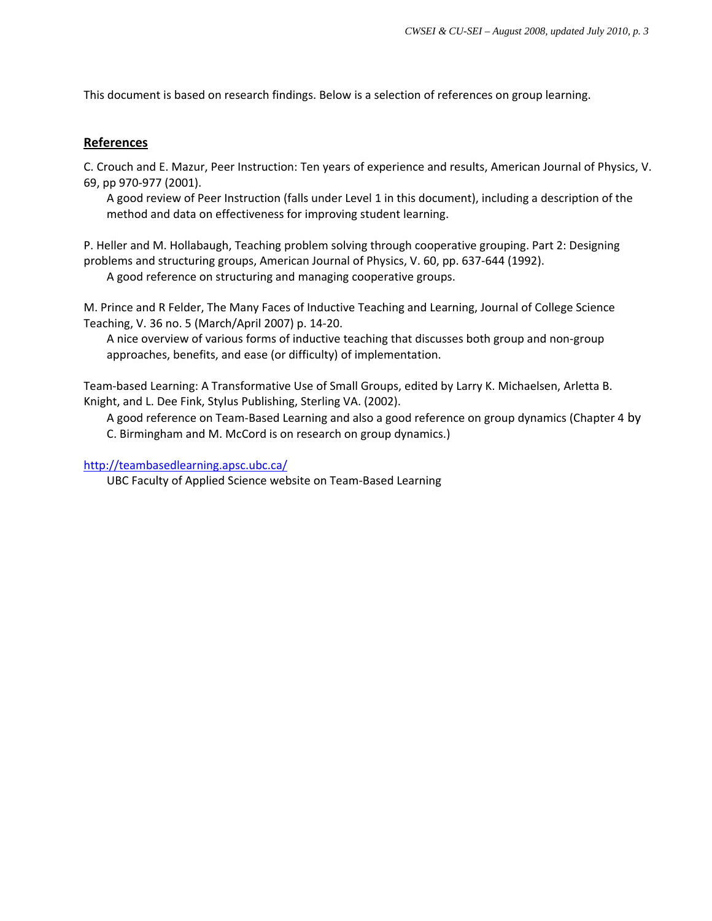This document is based on research findings. Below is a selection of references on group learning.

## References

C. Crouch and E. Mazur, Peer Instruction: Ten years of experience and results, American Journal of Physics, V. 69, pp 970-977 (2001).

> A good review of Peer Instruction (falls under Level 1 in this document), including a description of the method and data on effectiveness for improving student learning.

P. Heller and M. Hollabaugh, Teaching problem solving through cooperative grouping. Part 2: Designing problems and structuring groups, American Journal of Physics, V. 60, pp. 637-644 (1992).

> A good reference on structuring and managing cooperative groups.

M. Prince and R Felder, The Many Faces of Inductive Teaching and Learning, Journal of College Science Teaching, V. 36 no. 5 (March/April 2007) p. 14-20.

> A nice overview of various forms of inductive teaching that discusses both group and non-group approaches, benefits, and ease (or difficulty) of implementation.

Team-based Learning: A Transformative Use of Small Groups, edited by Larry K. Michaelsen, Arletta B. Knight, and L. Dee Fink, Stylus Publishing, Sterling VA. (2002).

> A good reference on Team-Based Learning and also a good reference on group dynamics (Chapter 4 by C. Birmingham and M. McCord is on research on group dynamics.)

http://teambasedlearning.apsc.ubc.ca/

> UBC Faculty of Applied Science website on Team-Based Learning